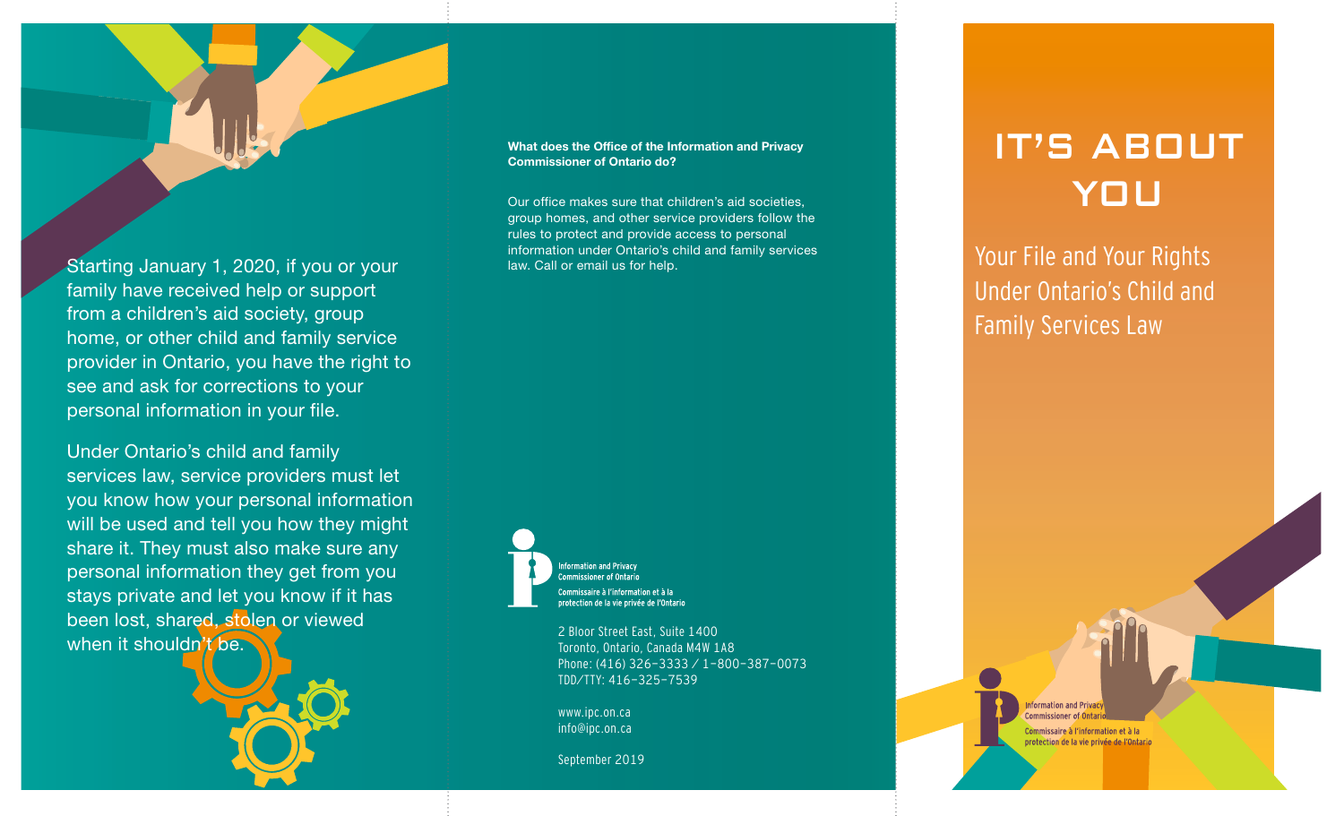# IT'S ABOUT YOU

## Your File and Your Rights Under Ontario's Child and Family Services Law

Starting January 1, 2020, if you or your family have received help or support from a children's aid society, group home, or other child and family service provider in Ontario, you have the right to see and ask for corrections to your personal information in your file.

Under Ontario's child and family services law, service providers must let you know how your personal information will be used and tell you how they might share it. They must also make sure any personal information they get from you stays private and let you know if it has been lost, shared, stolen or viewed when it shouldn't be.

**What does the Office of the Information and Privacy Commissioner of Ontario do?**

Our office makes sure that children's aid societies, group homes, and other service providers follow the rules to protect and provide access to personal information under Ontario's child and family services law. Call or email us for help.

Information and Privacy Commissioner of Ontario
Commissaire à l'information et à la protection de la vie privée de l'Ontario

2 Bloor Street East, Suite 1400
Toronto, Ontario, Canada M4W 1A8
Phone: (416) 326-3333 / 1-800-387-0073
TDD/TTY: 416-325-7539

www.ipc.on.ca
info@ipc.on.ca

September 2019

Information and Privacy Commissioner of Ontario
Commissaire à l'information et à la protection de la vie privée de l'Ontario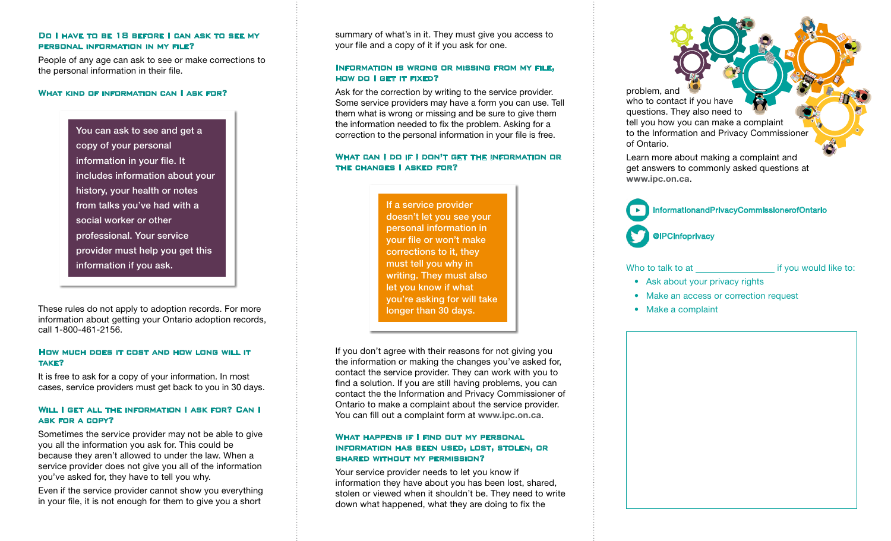### Do I have to be 18 before I can ask to see my personal information in my file?

People of any age can ask to see or make corrections to the personal information in their file.

### What kind of information can I ask for?

You can ask to see and get a copy of your personal information in your file. It includes information about your history, your health or notes from talks you've had with a social worker or other professional. Your service provider must help you get this information if you ask.

These rules do not apply to adoption records. For more information about getting your Ontario adoption records, call 1-800-461-2156.

### How much does it cost and how long will it take?

It is free to ask for a copy of your information. In most cases, service providers must get back to you in 30 days.

### Will I get all the information I ask for? Can I ask for a copy?

Sometimes the service provider may not be able to give you all the information you ask for. This could be because they aren't allowed to under the law. When a service provider does not give you all of the information you've asked for, they have to tell you why.

Even if the service provider cannot show you everything in your file, it is not enough for them to give you a short summary of what's in it. They must give you access to your file and a copy of it if you ask for one.

### Information is wrong or missing from my file, how do I get it fixed?

Ask for the correction by writing to the service provider. Some service providers may have a form you can use. Tell them what is wrong or missing and be sure to give them the information needed to fix the problem. Asking for a correction to the personal information in your file is free.

### What can I do if I don't get the information or the changes I asked for?

If a service provider doesn't let you see your personal information in your file or won't make corrections to it, they must tell you why in writing. They must also let you know if what you're asking for will take longer than 30 days.

If you don't agree with their reasons for not giving you the information or making the changes you've asked for, contact the service provider. They can work with you to find a solution. If you are still having problems, you can contact the the Information and Privacy Commissioner of Ontario to make a complaint about the service provider. You can fill out a complaint form at **www.ipc.on.ca**.

### What happens if I find out my personal information has been used, lost, stolen, or shared without my permission?

Your service provider needs to let you know if information they have about you has been lost, shared, stolen or viewed when it shouldn't be. They need to write down what happened, what they are doing to fix the problem, and who to contact if you have questions. They also need to tell you how you can make a complaint to the Information and Privacy Commissioner of Ontario.

Learn more about making a complaint and get answers to commonly asked questions at **www.ipc.on.ca**.

InformationandPrivacyCommissionerofOntario

@IPCInfoprivacy

Who to talk to at _______________ if you would like to:

- Ask about your privacy rights
- Make an access or correction request
- Make a complaint